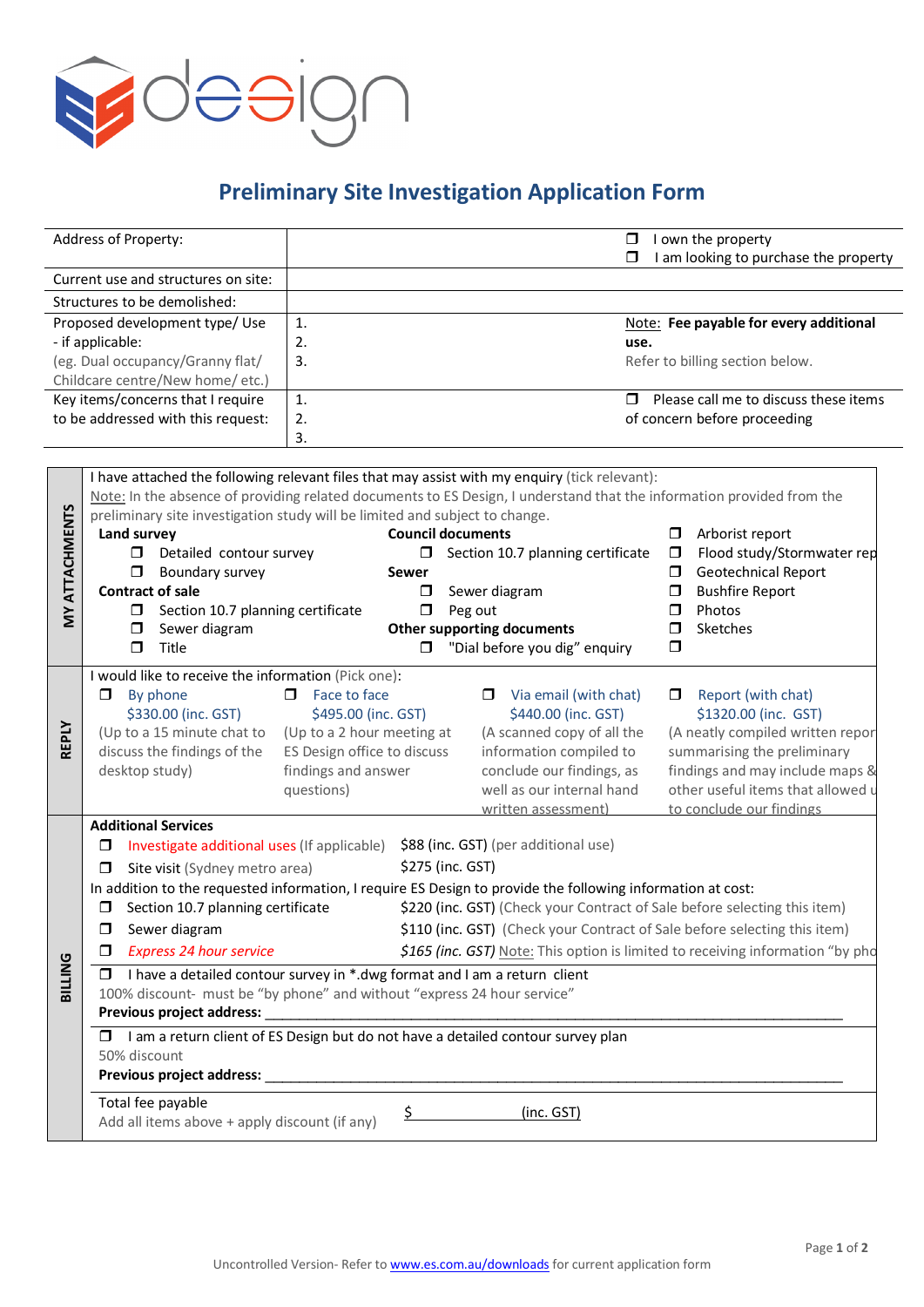# Preliminary Site Investigation Application Form

| | | |
|---|---|---|
| Address of Property: | | ❒ I own the property<br>❒ I am looking to purchase the property |
| Current use and structures on site: | | |
| Structures to be demolished: | | |
| Proposed development type/ Use - if applicable:<br>(eg. Dual occupancy/Granny flat/ Childcare centre/New home/ etc.) | 1.<br>2.<br>3. | Note: **Fee payable for every additional use.**<br>Refer to billing section below. |
| Key items/concerns that I require to be addressed with this request: | 1.<br>2.<br>3. | ❒ Please call me to discuss these items of concern before proceeding |

## MY ATTACHMENTS

I have attached the following relevant files that may assist with my enquiry (tick relevant):

Note: In the absence of providing related documents to ES Design, I understand that the information provided from the preliminary site investigation study will be limited and subject to change.

**Land survey**
- ❒ Detailed contour survey
- ❒ Boundary survey

**Contract of sale**
- ❒ Section 10.7 planning certificate
- ❒ Sewer diagram
- ❒ Title

**Council documents**
- ❒ Section 10.7 planning certificate

**Sewer**
- ❒ Sewer diagram
- ❒ Peg out

**Other supporting documents**
- ❒ "Dial before you dig" enquiry

- ❒ Arborist report
- ❒ Flood study/Stormwater rep
- ❒ Geotechnical Report
- ❒ Bushfire Report
- ❒ Photos
- ❒ Sketches
- ❒

## REPLY

I would like to receive the information (Pick one):

| ❒ By phone | ❒ Face to face | ❒ Via email (with chat) | ❒ Report (with chat) |
|---|---|---|---|
| $330.00 (inc. GST) | $495.00 (inc. GST) | $440.00 (inc. GST) | $1320.00 (inc. GST) |
| (Up to a 15 minute chat to discuss the findings of the desktop study) | (Up to a 2 hour meeting at ES Design office to discuss findings and answer questions) | (A scanned copy of all the information compiled to conclude our findings, as well as our internal hand written assessment) | (A neatly compiled written repor summarising the preliminary findings and may include maps & other useful items that allowed u to conclude our findings |

## BILLING

**Additional Services**

| | |
|---|---|
| ❒ Investigate additional uses (If applicable) | $88 (inc. GST) (per additional use) |
| ❒ Site visit (Sydney metro area) | $275 (inc. GST) |

In addition to the requested information, I require ES Design to provide the following information at cost:

| | |
|---|---|
| ❒ Section 10.7 planning certificate | $220 (inc. GST) (Check your Contract of Sale before selecting this item) |
| ❒ Sewer diagram | $110 (inc. GST) (Check your Contract of Sale before selecting this item) |
| ❒ *Express 24 hour service* | *$165 (inc. GST)* Note: This option is limited to receiving information "by pho |

❒ I have a detailed contour survey in *.dwg format and I am a return client
100% discount- must be "by phone" and without "express 24 hour service"
**Previous project address:** ____________________________________________

❒ I am a return client of ES Design but do not have a detailed contour survey plan
50% discount
**Previous project address:** ____________________________________________

Total fee payable
Add all items above + apply discount (if any) $ __________ (inc. GST)

Uncontrolled Version- Refer to www.es.com.au/downloads for current application form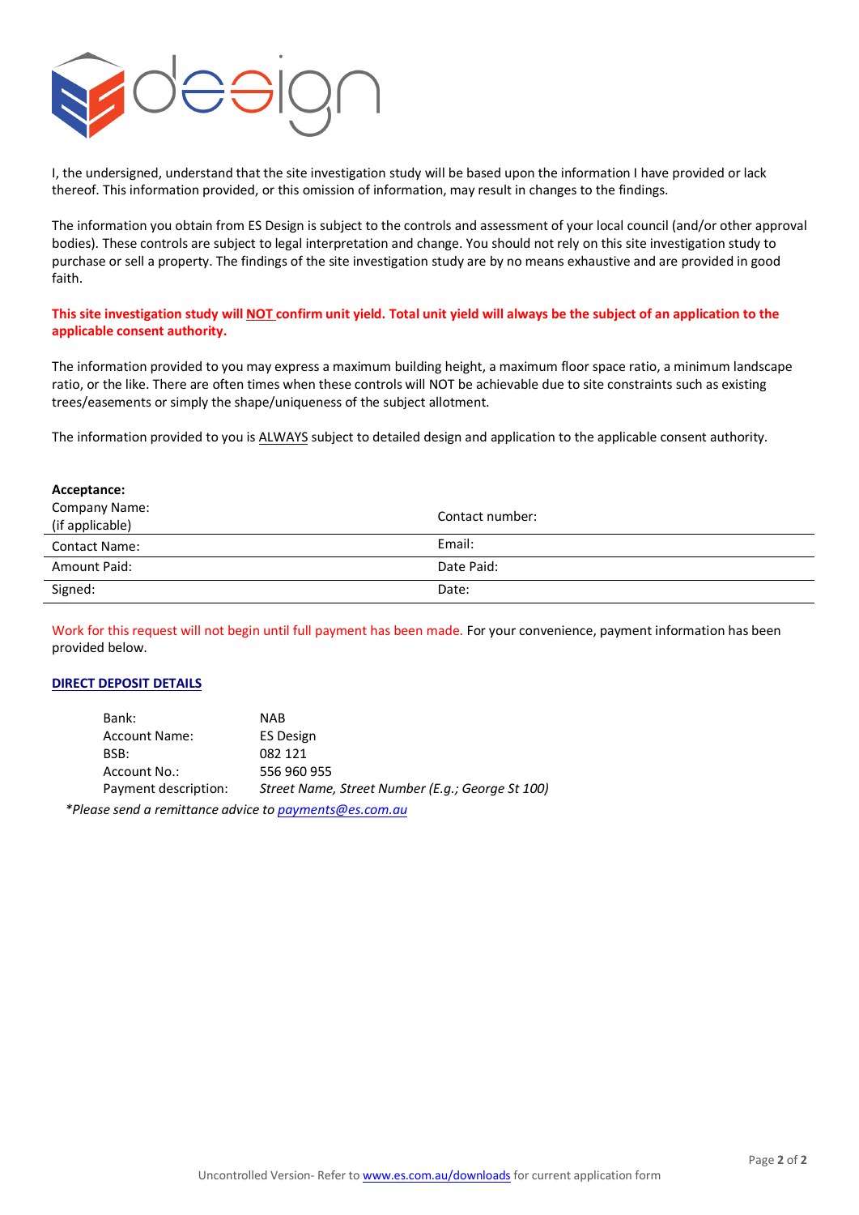I, the undersigned, understand that the site investigation study will be based upon the information I have provided or lack thereof. This information provided, or this omission of information, may result in changes to the findings.

The information you obtain from ES Design is subject to the controls and assessment of your local council (and/or other approval bodies). These controls are subject to legal interpretation and change. You should not rely on this site investigation study to purchase or sell a property. The findings of the site investigation study are by no means exhaustive and are provided in good faith.

**This site investigation study will NOT confirm unit yield. Total unit yield will always be the subject of an application to the applicable consent authority.**

The information provided to you may express a maximum building height, a maximum floor space ratio, a minimum landscape ratio, or the like. There are often times when these controls will NOT be achievable due to site constraints such as existing trees/easements or simply the shape/uniqueness of the subject allotment.

The information provided to you is ALWAYS subject to detailed design and application to the applicable consent authority.

**Acceptance:**

| | |
|---|---|
| Company Name: (if applicable) | Contact number: |
| Contact Name: | Email: |
| Amount Paid: | Date Paid: |
| Signed: | Date: |

Work for this request will not begin until full payment has been made. For your convenience, payment information has been provided below.

**DIRECT DEPOSIT DETAILS**

| | |
|---|---|
| Bank: | NAB |
| Account Name: | ES Design |
| BSB: | 082 121 |
| Account No.: | 556 960 955 |
| Payment description: | *Street Name, Street Number (E.g.; George St 100)* |

*\*Please send a remittance advice to payments@es.com.au*

Uncontrolled Version- Refer to www.es.com.au/downloads for current application form